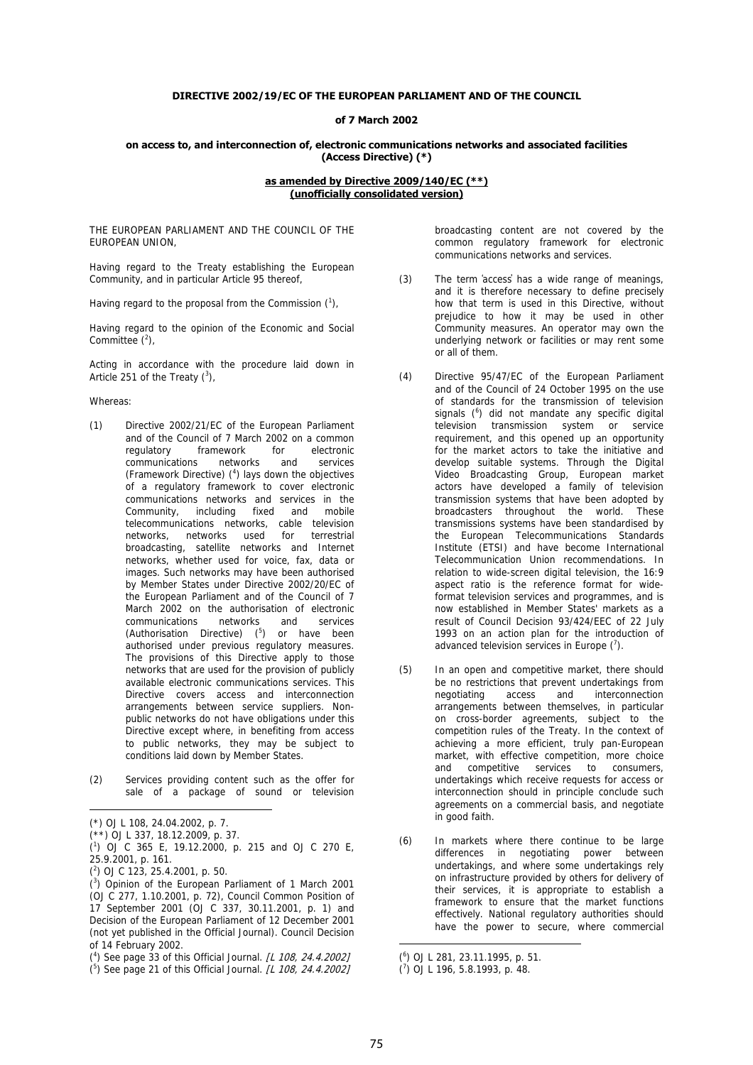**DIRECTIVE 2002/19/EC OF THE EUROPEAN PARLIAMENT AND OF THE COUNCIL**

**of 7 March 2002**

**on access to, and interconnection of, electronic communications networks and associated facilities (Access Directive) (\*)**

**as amended by Directive 2009/140/EC (\*\*) (unofficially consolidated version)**

THE EUROPEAN PARLIAMENT AND THE COUNCIL OF THE EUROPEAN UNION,

Having regard to the Treaty establishing the European Community, and in particular Article 95 thereof,

Having regard to the proposal from the Commission ([1]),

Having regard to the opinion of the Economic and Social Committee ([2]),

Acting in accordance with the procedure laid down in Article 251 of the Treaty ([3]),

Whereas:

(1) Directive 2002/21/EC of the European Parliament and of the Council of 7 March 2002 on a common regulatory framework for electronic communications networks and services (Framework Directive) ([4]) lays down the objectives of a regulatory framework to cover electronic communications networks and services in the Community, including fixed and mobile telecommunications networks, cable television networks, networks used for terrestrial broadcasting, satellite networks and Internet networks, whether used for voice, fax, data or images. Such networks may have been authorised by Member States under Directive 2002/20/EC of the European Parliament and of the Council of 7 March 2002 on the authorisation of electronic communications networks and services (Authorisation Directive) ([5]) or have been authorised under previous regulatory measures. The provisions of this Directive apply to those networks that are used for the provision of publicly available electronic communications services. This Directive covers access and interconnection arrangements between service suppliers. Non-public networks do not have obligations under this Directive except where, in benefiting from access to public networks, they may be subject to conditions laid down by Member States.

(2) Services providing content such as the offer for sale of a package of sound or television broadcasting content are not covered by the common regulatory framework for electronic communications networks and services.

(3) The term 'access' has a wide range of meanings, and it is therefore necessary to define precisely how that term is used in this Directive, without prejudice to how it may be used in other Community measures. An operator may own the underlying network or facilities or may rent some or all of them.

(4) Directive 95/47/EC of the European Parliament and of the Council of 24 October 1995 on the use of standards for the transmission of television signals ([6]) did not mandate any specific digital television transmission system or service requirement, and this opened up an opportunity for the market actors to take the initiative and develop suitable systems. Through the Digital Video Broadcasting Group, European market actors have developed a family of television transmission systems that have been adopted by broadcasters throughout the world. These transmissions systems have been standardised by the European Telecommunications Standards Institute (ETSI) and have become International Telecommunication Union recommendations. In relation to wide-screen digital television, the 16:9 aspect ratio is the reference format for wide-format television services and programmes, and is now established in Member States' markets as a result of Council Decision 93/424/EEC of 22 July 1993 on an action plan for the introduction of advanced television services in Europe ([7]).

(5) In an open and competitive market, there should be no restrictions that prevent undertakings from negotiating access and interconnection arrangements between themselves, in particular on cross-border agreements, subject to the competition rules of the Treaty. In the context of achieving a more efficient, truly pan-European market, with effective competition, more choice and competitive services to consumers, undertakings which receive requests for access or interconnection should in principle conclude such agreements on a commercial basis, and negotiate in good faith.

(6) In markets where there continue to be large differences in negotiating power between undertakings, and where some undertakings rely on infrastructure provided by others for delivery of their services, it is appropriate to establish a framework to ensure that the market functions effectively. National regulatory authorities should have the power to secure, where commercial

---

(\*) OJ L 108, 24.04.2002, p. 7.

(\*\*) OJ L 337, 18.12.2009, p. 37.

([1]) OJ C 365 E, 19.12.2000, p. 215 and OJ C 270 E, 25.9.2001, p. 161.

([2]) OJ C 123, 25.4.2001, p. 50.

([3]) Opinion of the European Parliament of 1 March 2001 (OJ C 277, 1.10.2001, p. 72), Council Common Position of 17 September 2001 (OJ C 337, 30.11.2001, p. 1) and Decision of the European Parliament of 12 December 2001 (not yet published in the Official Journal). Council Decision of 14 February 2002.

([4]) See page 33 of this Official Journal. *[L 108, 24.4.2002]*

([5]) See page 21 of this Official Journal. *[L 108, 24.4.2002]*

([6]) OJ L 281, 23.11.1995, p. 51.

([7]) OJ L 196, 5.8.1993, p. 48.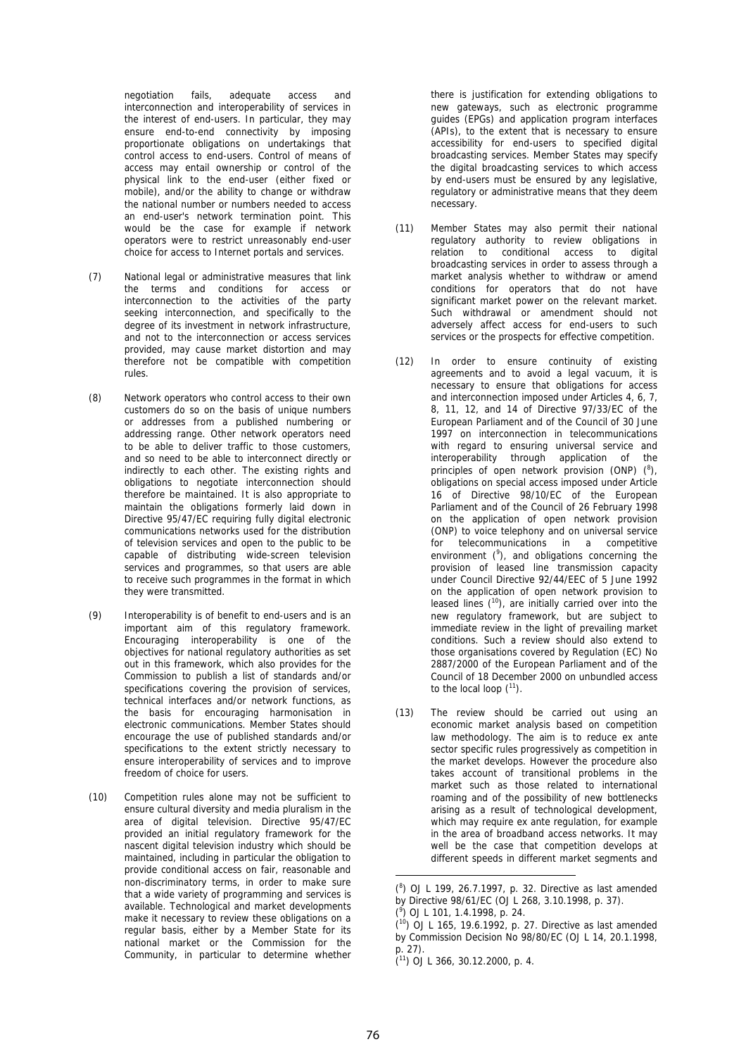negotiation fails, adequate access and interconnection and interoperability of services in the interest of end-users. In particular, they may ensure end-to-end connectivity by imposing proportionate obligations on undertakings that control access to end-users. Control of means of access may entail ownership or control of the physical link to the end-user (either fixed or mobile), and/or the ability to change or withdraw the national number or numbers needed to access an end-user's network termination point. This would be the case for example if network operators were to restrict unreasonably end-user choice for access to Internet portals and services.

(7) National legal or administrative measures that link the terms and conditions for access or interconnection to the activities of the party seeking interconnection, and specifically to the degree of its investment in network infrastructure, and not to the interconnection or access services provided, may cause market distortion and may therefore not be compatible with competition rules.

(8) Network operators who control access to their own customers do so on the basis of unique numbers or addresses from a published numbering or addressing range. Other network operators need to be able to deliver traffic to those customers, and so need to be able to interconnect directly or indirectly to each other. The existing rights and obligations to negotiate interconnection should therefore be maintained. It is also appropriate to maintain the obligations formerly laid down in Directive 95/47/EC requiring fully digital electronic communications networks used for the distribution of television services and open to the public to be capable of distributing wide-screen television services and programmes, so that users are able to receive such programmes in the format in which they were transmitted.

(9) Interoperability is of benefit to end-users and is an important aim of this regulatory framework. Encouraging interoperability is one of the objectives for national regulatory authorities as set out in this framework, which also provides for the Commission to publish a list of standards and/or specifications covering the provision of services, technical interfaces and/or network functions, as the basis for encouraging harmonisation in electronic communications. Member States should encourage the use of published standards and/or specifications to the extent strictly necessary to ensure interoperability of services and to improve freedom of choice for users.

(10) Competition rules alone may not be sufficient to ensure cultural diversity and media pluralism in the area of digital television. Directive 95/47/EC provided an initial regulatory framework for the nascent digital television industry which should be maintained, including in particular the obligation to provide conditional access on fair, reasonable and non-discriminatory terms, in order to make sure that a wide variety of programming and services is available. Technological and market developments make it necessary to review these obligations on a regular basis, either by a Member State for its national market or the Commission for the Community, in particular to determine whether there is justification for extending obligations to new gateways, such as electronic programme guides (EPGs) and application program interfaces (APIs), to the extent that is necessary to ensure accessibility for end-users to specified digital broadcasting services. Member States may specify the digital broadcasting services to which access by end-users must be ensured by any legislative, regulatory or administrative means that they deem necessary.

(11) Member States may also permit their national regulatory authority to review obligations in relation to conditional access to digital broadcasting services in order to assess through a market analysis whether to withdraw or amend conditions for operators that do not have significant market power on the relevant market. Such withdrawal or amendment should not adversely affect access for end-users to such services or the prospects for effective competition.

(12) In order to ensure continuity of existing agreements and to avoid a legal vacuum, it is necessary to ensure that obligations for access and interconnection imposed under Articles 4, 6, 7, 8, 11, 12, and 14 of Directive 97/33/EC of the European Parliament and of the Council of 30 June 1997 on interconnection in telecommunications with regard to ensuring universal service and interoperability through application of the principles of open network provision (ONP) [8], obligations on special access imposed under Article 16 of Directive 98/10/EC of the European Parliament and of the Council of 26 February 1998 on the application of open network provision (ONP) to voice telephony and on universal service for telecommunications in a competitive environment [9], and obligations concerning the provision of leased line transmission capacity under Council Directive 92/44/EEC of 5 June 1992 on the application of open network provision to leased lines [10], are initially carried over into the new regulatory framework, but are subject to immediate review in the light of prevailing market conditions. Such a review should also extend to those organisations covered by Regulation (EC) No 2887/2000 of the European Parliament and of the Council of 18 December 2000 on unbundled access to the local loop [11].

(13) The review should be carried out using an economic market analysis based on competition law methodology. The aim is to reduce ex ante sector specific rules progressively as competition in the market develops. However the procedure also takes account of transitional problems in the market such as those related to international roaming and of the possibility of new bottlenecks arising as a result of technological development, which may require ex ante regulation, for example in the area of broadband access networks. It may well be the case that competition develops at different speeds in different market segments and

---

[8] OJ L 199, 26.7.1997, p. 32. Directive as last amended by Directive 98/61/EC (OJ L 268, 3.10.1998, p. 37).

[9] OJ L 101, 1.4.1998, p. 24.

[10] OJ L 165, 19.6.1992, p. 27. Directive as last amended by Commission Decision No 98/80/EC (OJ L 14, 20.1.1998, p. 27).

[11] OJ L 366, 30.12.2000, p. 4.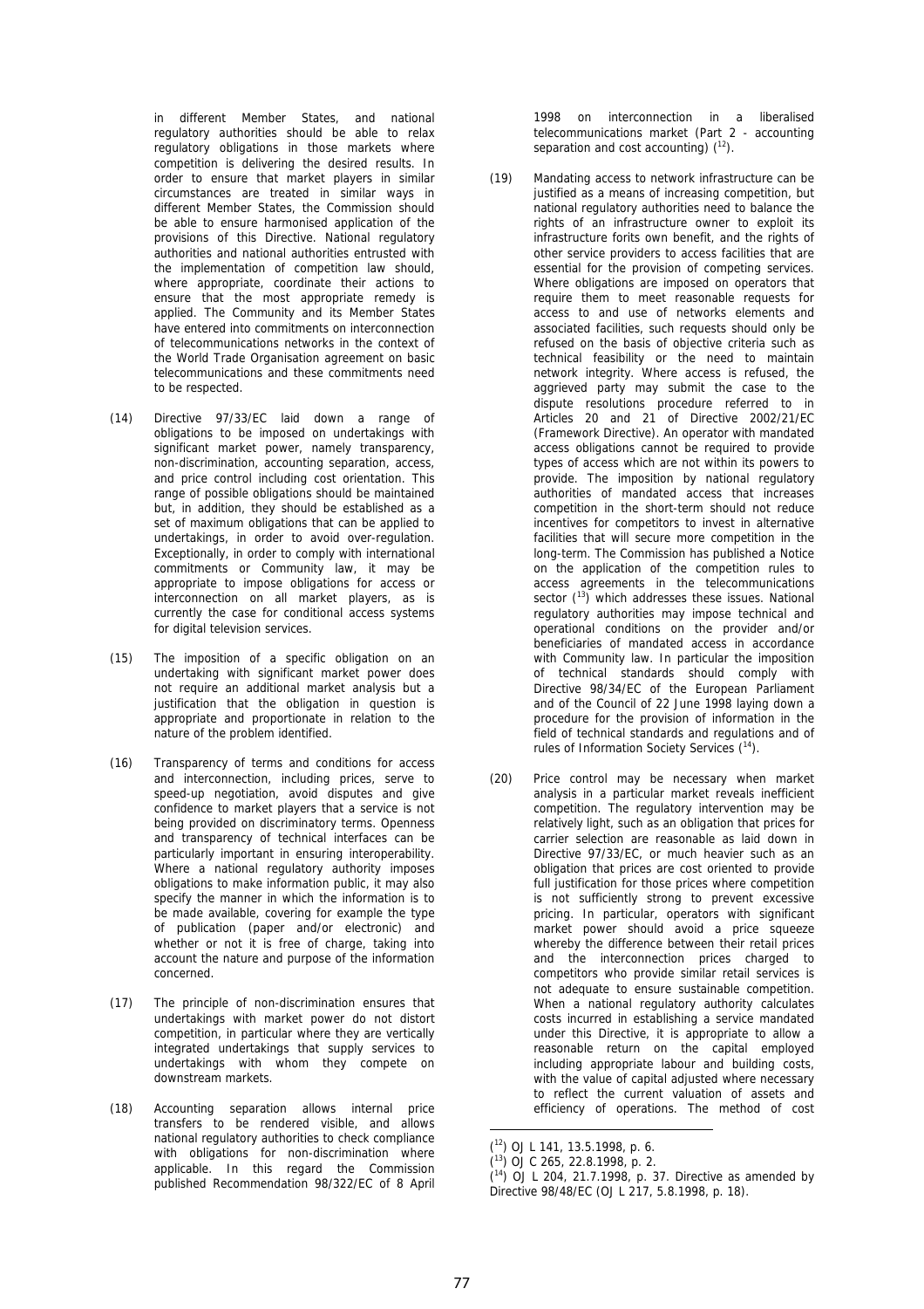in different Member States, and national regulatory authorities should be able to relax regulatory obligations in those markets where competition is delivering the desired results. In order to ensure that market players in similar circumstances are treated in similar ways in different Member States, the Commission should be able to ensure harmonised application of the provisions of this Directive. National regulatory authorities and national authorities entrusted with the implementation of competition law should, where appropriate, coordinate their actions to ensure that the most appropriate remedy is applied. The Community and its Member States have entered into commitments on interconnection of telecommunications networks in the context of the World Trade Organisation agreement on basic telecommunications and these commitments need to be respected.

(14) Directive 97/33/EC laid down a range of obligations to be imposed on undertakings with significant market power, namely transparency, non-discrimination, accounting separation, access, and price control including cost orientation. This range of possible obligations should be maintained but, in addition, they should be established as a set of maximum obligations that can be applied to undertakings, in order to avoid over-regulation. Exceptionally, in order to comply with international commitments or Community law, it may be appropriate to impose obligations for access or interconnection on all market players, as is currently the case for conditional access systems for digital television services.

(15) The imposition of a specific obligation on an undertaking with significant market power does not require an additional market analysis but a justification that the obligation in question is appropriate and proportionate in relation to the nature of the problem identified.

(16) Transparency of terms and conditions for access and interconnection, including prices, serve to speed-up negotiation, avoid disputes and give confidence to market players that a service is not being provided on discriminatory terms. Openness and transparency of technical interfaces can be particularly important in ensuring interoperability. Where a national regulatory authority imposes obligations to make information public, it may also specify the manner in which the information is to be made available, covering for example the type of publication (paper and/or electronic) and whether or not it is free of charge, taking into account the nature and purpose of the information concerned.

(17) The principle of non-discrimination ensures that undertakings with market power do not distort competition, in particular where they are vertically integrated undertakings that supply services to undertakings with whom they compete on downstream markets.

(18) Accounting separation allows internal price transfers to be rendered visible, and allows national regulatory authorities to check compliance with obligations for non-discrimination where applicable. In this regard the Commission published Recommendation 98/322/EC of 8 April 1998 on interconnection in a liberalised telecommunications market (Part 2 - accounting separation and cost accounting) ([12]).

(19) Mandating access to network infrastructure can be justified as a means of increasing competition, but national regulatory authorities need to balance the rights of an infrastructure owner to exploit its infrastructure forits own benefit, and the rights of other service providers to access facilities that are essential for the provision of competing services. Where obligations are imposed on operators that require them to meet reasonable requests for access to and use of networks elements and associated facilities, such requests should only be refused on the basis of objective criteria such as technical feasibility or the need to maintain network integrity. Where access is refused, the aggrieved party may submit the case to the dispute resolutions procedure referred to in Articles 20 and 21 of Directive 2002/21/EC (Framework Directive). An operator with mandated access obligations cannot be required to provide types of access which are not within its powers to provide. The imposition by national regulatory authorities of mandated access that increases competition in the short-term should not reduce incentives for competitors to invest in alternative facilities that will secure more competition in the long-term. The Commission has published a Notice on the application of the competition rules to access agreements in the telecommunications sector ([13]) which addresses these issues. National regulatory authorities may impose technical and operational conditions on the provider and/or beneficiaries of mandated access in accordance with Community law. In particular the imposition of technical standards should comply with Directive 98/34/EC of the European Parliament and of the Council of 22 June 1998 laying down a procedure for the provision of information in the field of technical standards and regulations and of rules of Information Society Services ([14]).

(20) Price control may be necessary when market analysis in a particular market reveals inefficient competition. The regulatory intervention may be relatively light, such as an obligation that prices for carrier selection are reasonable as laid down in Directive 97/33/EC, or much heavier such as an obligation that prices are cost oriented to provide full justification for those prices where competition is not sufficiently strong to prevent excessive pricing. In particular, operators with significant market power should avoid a price squeeze whereby the difference between their retail prices and the interconnection prices charged to competitors who provide similar retail services is not adequate to ensure sustainable competition. When a national regulatory authority calculates costs incurred in establishing a service mandated under this Directive, it is appropriate to allow a reasonable return on the capital employed including appropriate labour and building costs, with the value of capital adjusted where necessary to reflect the current valuation of assets and efficiency of operations. The method of cost

---

([12]) OJ L 141, 13.5.1998, p. 6.

([13]) OJ C 265, 22.8.1998, p. 2.

([14]) OJ L 204, 21.7.1998, p. 37. Directive as amended by Directive 98/48/EC (OJ L 217, 5.8.1998, p. 18).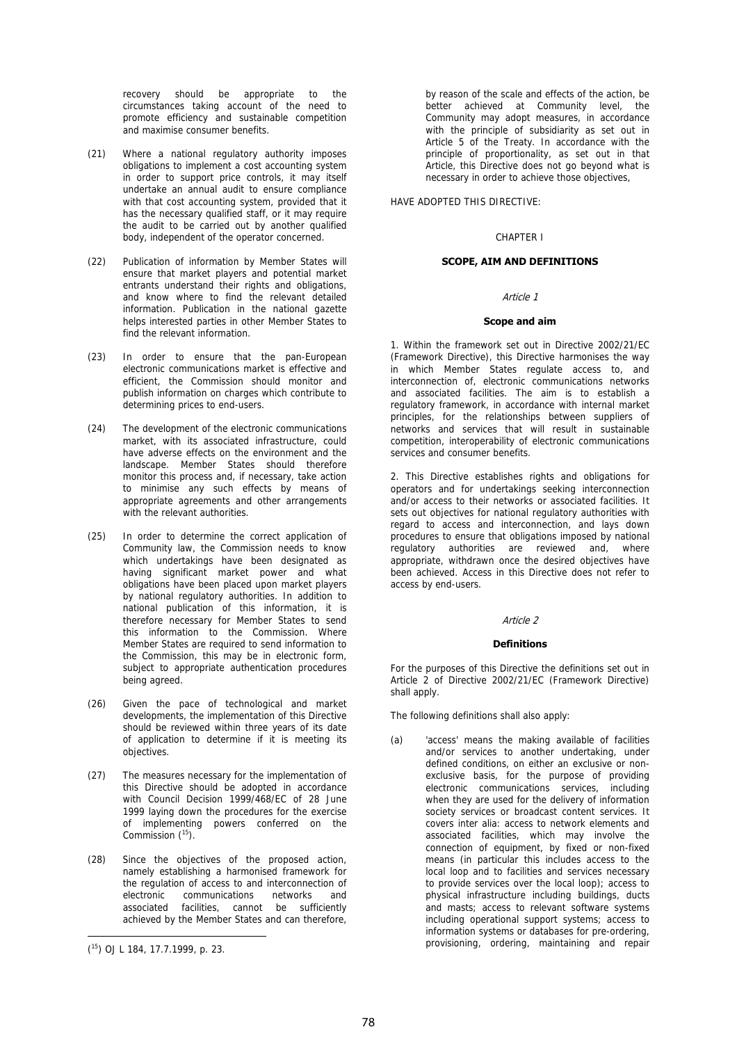recovery should be appropriate to the circumstances taking account of the need to promote efficiency and sustainable competition and maximise consumer benefits.

(21) Where a national regulatory authority imposes obligations to implement a cost accounting system in order to support price controls, it may itself undertake an annual audit to ensure compliance with that cost accounting system, provided that it has the necessary qualified staff, or it may require the audit to be carried out by another qualified body, independent of the operator concerned.

(22) Publication of information by Member States will ensure that market players and potential market entrants understand their rights and obligations, and know where to find the relevant detailed information. Publication in the national gazette helps interested parties in other Member States to find the relevant information.

(23) In order to ensure that the pan-European electronic communications market is effective and efficient, the Commission should monitor and publish information on charges which contribute to determining prices to end-users.

(24) The development of the electronic communications market, with its associated infrastructure, could have adverse effects on the environment and the landscape. Member States should therefore monitor this process and, if necessary, take action to minimise any such effects by means of appropriate agreements and other arrangements with the relevant authorities.

(25) In order to determine the correct application of Community law, the Commission needs to know which undertakings have been designated as having significant market power and what obligations have been placed upon market players by national regulatory authorities. In addition to national publication of this information, it is therefore necessary for Member States to send this information to the Commission. Where Member States are required to send information to the Commission, this may be in electronic form, subject to appropriate authentication procedures being agreed.

(26) Given the pace of technological and market developments, the implementation of this Directive should be reviewed within three years of its date of application to determine if it is meeting its objectives.

(27) The measures necessary for the implementation of this Directive should be adopted in accordance with Council Decision 1999/468/EC of 28 June 1999 laying down the procedures for the exercise of implementing powers conferred on the Commission [15].

(28) Since the objectives of the proposed action, namely establishing a harmonised framework for the regulation of access to and interconnection of electronic communications networks and associated facilities, cannot be sufficiently achieved by the Member States and can therefore, by reason of the scale and effects of the action, be better achieved at Community level, the Community may adopt measures, in accordance with the principle of subsidiarity as set out in Article 5 of the Treaty. In accordance with the principle of proportionality, as set out in that Article, this Directive does not go beyond what is necessary in order to achieve those objectives,

HAVE ADOPTED THIS DIRECTIVE:

CHAPTER I

## SCOPE, AIM AND DEFINITIONS

*Article 1*

### Scope and aim

1. Within the framework set out in Directive 2002/21/EC (Framework Directive), this Directive harmonises the way in which Member States regulate access to, and interconnection of, electronic communications networks and associated facilities. The aim is to establish a regulatory framework, in accordance with internal market principles, for the relationships between suppliers of networks and services that will result in sustainable competition, interoperability of electronic communications services and consumer benefits.

2. This Directive establishes rights and obligations for operators and for undertakings seeking interconnection and/or access to their networks or associated facilities. It sets out objectives for national regulatory authorities with regard to access and interconnection, and lays down procedures to ensure that obligations imposed by national regulatory authorities are reviewed and, where appropriate, withdrawn once the desired objectives have been achieved. Access in this Directive does not refer to access by end-users.

*Article 2*

### Definitions

For the purposes of this Directive the definitions set out in Article 2 of Directive 2002/21/EC (Framework Directive) shall apply.

The following definitions shall also apply:

(a) 'access' means the making available of facilities and/or services to another undertaking, under defined conditions, on either an exclusive or non-exclusive basis, for the purpose of providing electronic communications services, including when they are used for the delivery of information society services or broadcast content services. It covers inter alia: access to network elements and associated facilities, which may involve the connection of equipment, by fixed or non-fixed means (in particular this includes access to the local loop and to facilities and services necessary to provide services over the local loop); access to physical infrastructure including buildings, ducts and masts; access to relevant software systems including operational support systems; access to information systems or databases for pre-ordering, provisioning, ordering, maintaining and repair

[15] OJ L 184, 17.7.1999, p. 23.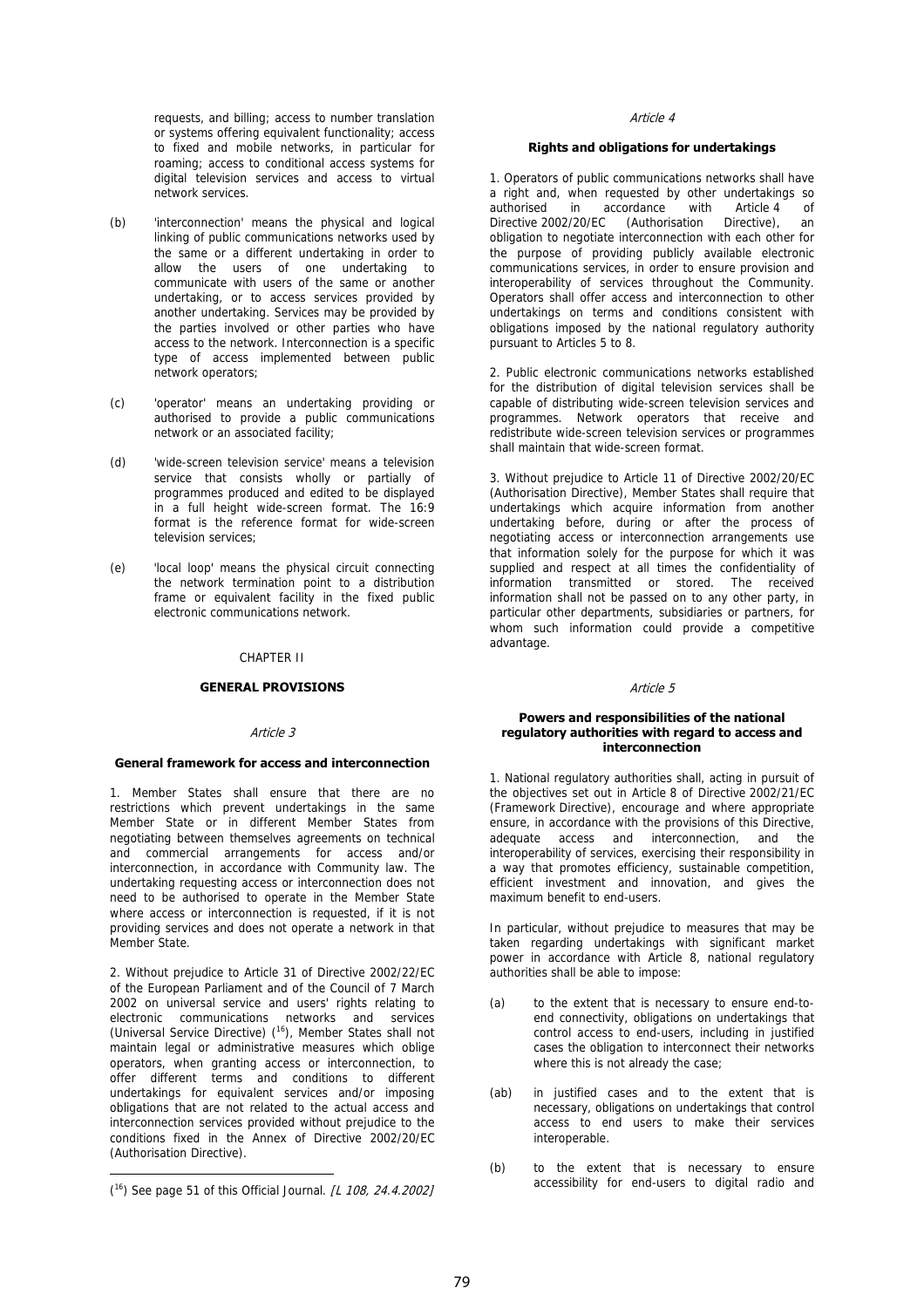requests, and billing; access to number translation or systems offering equivalent functionality; access to fixed and mobile networks, in particular for roaming; access to conditional access systems for digital television services and access to virtual network services.

(b) 'interconnection' means the physical and logical linking of public communications networks used by the same or a different undertaking in order to allow the users of one undertaking to communicate with users of the same or another undertaking, or to access services provided by another undertaking. Services may be provided by the parties involved or other parties who have access to the network. Interconnection is a specific type of access implemented between public network operators;

(c) 'operator' means an undertaking providing or authorised to provide a public communications network or an associated facility;

(d) 'wide-screen television service' means a television service that consists wholly or partially of programmes produced and edited to be displayed in a full height wide-screen format. The 16:9 format is the reference format for wide-screen television services;

(e) 'local loop' means the physical circuit connecting the network termination point to a distribution frame or equivalent facility in the fixed public electronic communications network.

CHAPTER II

## GENERAL PROVISIONS

*Article 3*

### General framework for access and interconnection

1. Member States shall ensure that there are no restrictions which prevent undertakings in the same Member State or in different Member States from negotiating between themselves agreements on technical and commercial arrangements for access and/or interconnection, in accordance with Community law. The undertaking requesting access or interconnection does not need to be authorised to operate in the Member State where access or interconnection is requested, if it is not providing services and does not operate a network in that Member State.

2. Without prejudice to Article 31 of Directive 2002/22/EC of the European Parliament and of the Council of 7 March 2002 on universal service and users' rights relating to electronic communications networks and services (Universal Service Directive) ([16]), Member States shall not maintain legal or administrative measures which oblige operators, when granting access or interconnection, to offer different terms and conditions to different undertakings for equivalent services and/or imposing obligations that are not related to the actual access and interconnection services provided without prejudice to the conditions fixed in the Annex of Directive 2002/20/EC (Authorisation Directive).

([16]) See page 51 of this Official Journal. *[L 108, 24.4.2002]*

*Article 4*

### Rights and obligations for undertakings

1. Operators of public communications networks shall have a right and, when requested by other undertakings so authorised in accordance with Article 4 of Directive 2002/20/EC (Authorisation Directive), an obligation to negotiate interconnection with each other for the purpose of providing publicly available electronic communications services, in order to ensure provision and interoperability of services throughout the Community. Operators shall offer access and interconnection to other undertakings on terms and conditions consistent with obligations imposed by the national regulatory authority pursuant to Articles 5 to 8.

2. Public electronic communications networks established for the distribution of digital television services shall be capable of distributing wide-screen television services and programmes. Network operators that receive and redistribute wide-screen television services or programmes shall maintain that wide-screen format.

3. Without prejudice to Article 11 of Directive 2002/20/EC (Authorisation Directive), Member States shall require that undertakings which acquire information from another undertaking before, during or after the process of negotiating access or interconnection arrangements use that information solely for the purpose for which it was supplied and respect at all times the confidentiality of information transmitted or stored. The received information shall not be passed on to any other party, in particular other departments, subsidiaries or partners, for whom such information could provide a competitive advantage.

*Article 5*

### Powers and responsibilities of the national regulatory authorities with regard to access and interconnection

1. National regulatory authorities shall, acting in pursuit of the objectives set out in Article 8 of Directive 2002/21/EC (Framework Directive), encourage and where appropriate ensure, in accordance with the provisions of this Directive, adequate access and interconnection, and the interoperability of services, exercising their responsibility in a way that promotes efficiency, sustainable competition, efficient investment and innovation, and gives the maximum benefit to end-users.

In particular, without prejudice to measures that may be taken regarding undertakings with significant market power in accordance with Article 8, national regulatory authorities shall be able to impose:

(a) to the extent that is necessary to ensure end-to-end connectivity, obligations on undertakings that control access to end-users, including in justified cases the obligation to interconnect their networks where this is not already the case;

(ab) in justified cases and to the extent that is necessary, obligations on undertakings that control access to end users to make their services interoperable.

(b) to the extent that is necessary to ensure accessibility for end-users to digital radio and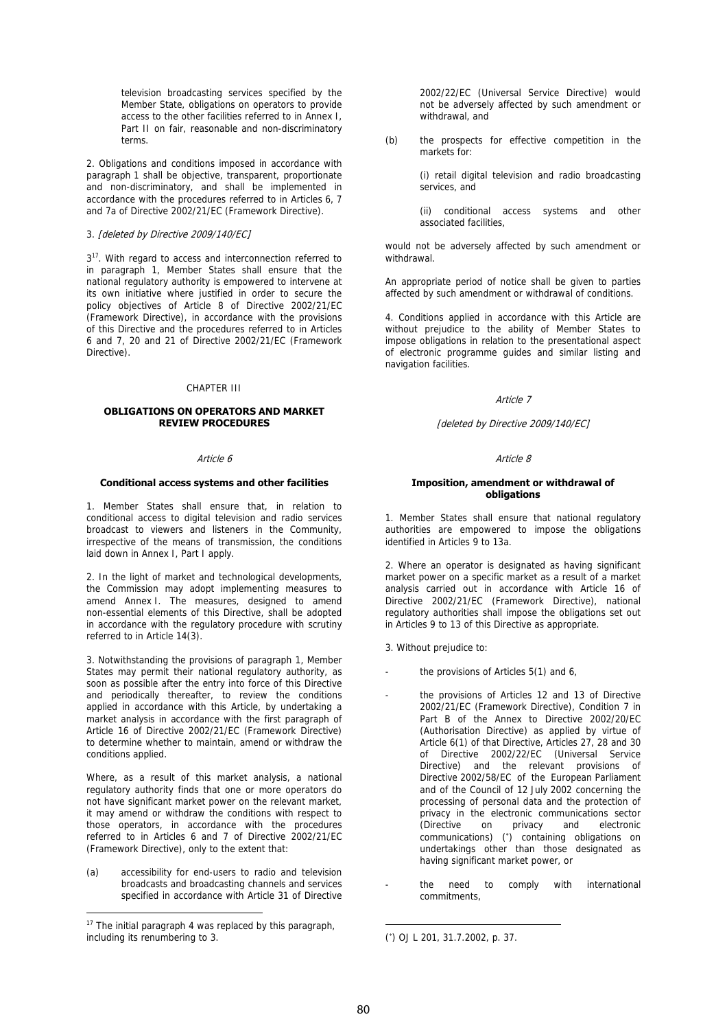television broadcasting services specified by the Member State, obligations on operators to provide access to the other facilities referred to in Annex I, Part II on fair, reasonable and non-discriminatory terms.

2. Obligations and conditions imposed in accordance with paragraph 1 shall be objective, transparent, proportionate and non-discriminatory, and shall be implemented in accordance with the procedures referred to in Articles 6, 7 and 7a of Directive 2002/21/EC (Framework Directive).

3. *[deleted by Directive 2009/140/EC]*

3[17]. With regard to access and interconnection referred to in paragraph 1, Member States shall ensure that the national regulatory authority is empowered to intervene at its own initiative where justified in order to secure the policy objectives of Article 8 of Directive 2002/21/EC (Framework Directive), in accordance with the provisions of this Directive and the procedures referred to in Articles 6 and 7, 20 and 21 of Directive 2002/21/EC (Framework Directive).

## CHAPTER III

## OBLIGATIONS ON OPERATORS AND MARKET REVIEW PROCEDURES

*Article 6*

### Conditional access systems and other facilities

1. Member States shall ensure that, in relation to conditional access to digital television and radio services broadcast to viewers and listeners in the Community, irrespective of the means of transmission, the conditions laid down in Annex I, Part I apply.

2. In the light of market and technological developments, the Commission may adopt implementing measures to amend Annex I. The measures, designed to amend non-essential elements of this Directive, shall be adopted in accordance with the regulatory procedure with scrutiny referred to in Article 14(3).

3. Notwithstanding the provisions of paragraph 1, Member States may permit their national regulatory authority, as soon as possible after the entry into force of this Directive and periodically thereafter, to review the conditions applied in accordance with this Article, by undertaking a market analysis in accordance with the first paragraph of Article 16 of Directive 2002/21/EC (Framework Directive) to determine whether to maintain, amend or withdraw the conditions applied.

Where, as a result of this market analysis, a national regulatory authority finds that one or more operators do not have significant market power on the relevant market, it may amend or withdraw the conditions with respect to those operators, in accordance with the procedures referred to in Articles 6 and 7 of Directive 2002/21/EC (Framework Directive), only to the extent that:

(a) accessibility for end-users to radio and television broadcasts and broadcasting channels and services specified in accordance with Article 31 of Directive 2002/22/EC (Universal Service Directive) would not be adversely affected by such amendment or withdrawal, and

(b) the prospects for effective competition in the markets for:

(i) retail digital television and radio broadcasting services, and

(ii) conditional access systems and other associated facilities,

would not be adversely affected by such amendment or withdrawal.

An appropriate period of notice shall be given to parties affected by such amendment or withdrawal of conditions.

4. Conditions applied in accordance with this Article are without prejudice to the ability of Member States to impose obligations in relation to the presentational aspect of electronic programme guides and similar listing and navigation facilities.

*Article 7*

*[deleted by Directive 2009/140/EC]*

*Article 8*

### Imposition, amendment or withdrawal of obligations

1. Member States shall ensure that national regulatory authorities are empowered to impose the obligations identified in Articles 9 to 13a.

2. Where an operator is designated as having significant market power on a specific market as a result of a market analysis carried out in accordance with Article 16 of Directive 2002/21/EC (Framework Directive), national regulatory authorities shall impose the obligations set out in Articles 9 to 13 of this Directive as appropriate.

3. Without prejudice to:

- the provisions of Articles 5(1) and 6,
- the provisions of Articles 12 and 13 of Directive 2002/21/EC (Framework Directive), Condition 7 in Part B of the Annex to Directive 2002/20/EC (Authorisation Directive) as applied by virtue of Article 6(1) of that Directive, Articles 27, 28 and 30 of Directive 2002/22/EC (Universal Service Directive) and the relevant provisions of Directive 2002/58/EC of the European Parliament and of the Council of 12 July 2002 concerning the processing of personal data and the protection of privacy in the electronic communications sector (Directive on privacy and electronic communications) (*) containing obligations on undertakings other than those designated as having significant market power, or
- the need to comply with international commitments,

---

[17] The initial paragraph 4 was replaced by this paragraph, including its renumbering to 3.

(*) OJ L 201, 31.7.2002, p. 37.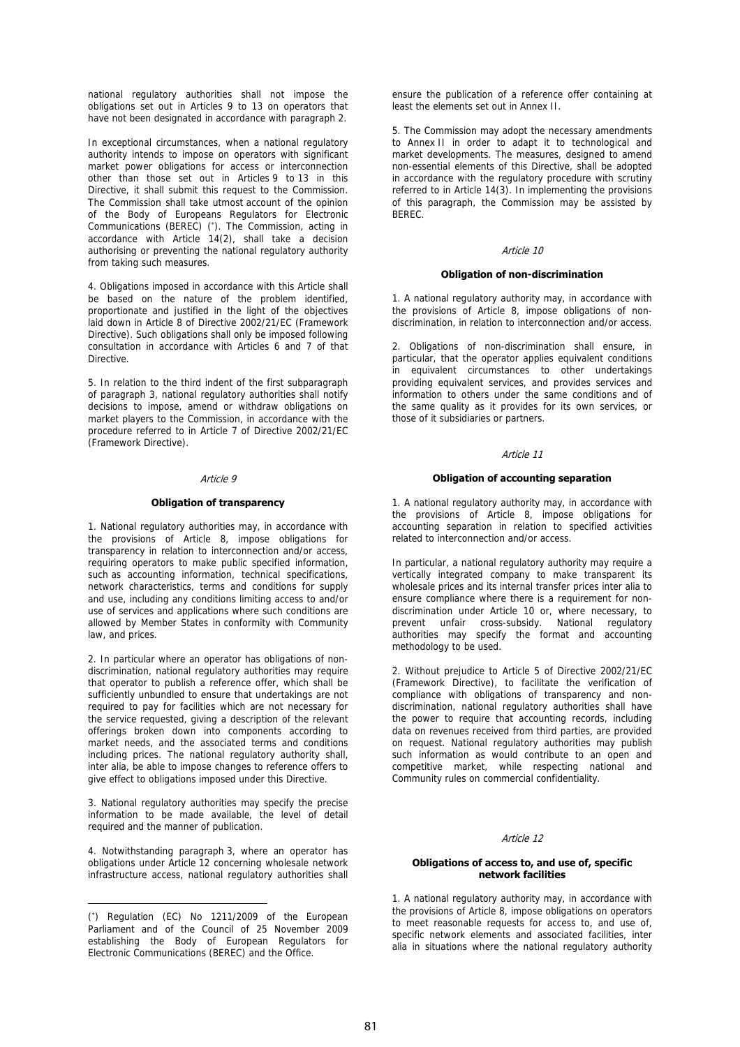national regulatory authorities shall not impose the obligations set out in Articles 9 to 13 on operators that have not been designated in accordance with paragraph 2.

In exceptional circumstances, when a national regulatory authority intends to impose on operators with significant market power obligations for access or interconnection other than those set out in Articles 9 to 13 in this Directive, it shall submit this request to the Commission. The Commission shall take utmost account of the opinion of the Body of Europeans Regulators for Electronic Communications (BEREC) (*). The Commission, acting in accordance with Article 14(2), shall take a decision authorising or preventing the national regulatory authority from taking such measures.

4. Obligations imposed in accordance with this Article shall be based on the nature of the problem identified, proportionate and justified in the light of the objectives laid down in Article 8 of Directive 2002/21/EC (Framework Directive). Such obligations shall only be imposed following consultation in accordance with Articles 6 and 7 of that Directive.

5. In relation to the third indent of the first subparagraph of paragraph 3, national regulatory authorities shall notify decisions to impose, amend or withdraw obligations on market players to the Commission, in accordance with the procedure referred to in Article 7 of Directive 2002/21/EC (Framework Directive).

*Article 9*

**Obligation of transparency**

1. National regulatory authorities may, in accordance with the provisions of Article 8, impose obligations for transparency in relation to interconnection and/or access, requiring operators to make public specified information, such as accounting information, technical specifications, network characteristics, terms and conditions for supply and use, including any conditions limiting access to and/or use of services and applications where such conditions are allowed by Member States in conformity with Community law, and prices.

2. In particular where an operator has obligations of non-discrimination, national regulatory authorities may require that operator to publish a reference offer, which shall be sufficiently unbundled to ensure that undertakings are not required to pay for facilities which are not necessary for the service requested, giving a description of the relevant offerings broken down into components according to market needs, and the associated terms and conditions including prices. The national regulatory authority shall, inter alia, be able to impose changes to reference offers to give effect to obligations imposed under this Directive.

3. National regulatory authorities may specify the precise information to be made available, the level of detail required and the manner of publication.

4. Notwithstanding paragraph 3, where an operator has obligations under Article 12 concerning wholesale network infrastructure access, national regulatory authorities shall ensure the publication of a reference offer containing at least the elements set out in Annex II.

5. The Commission may adopt the necessary amendments to Annex II in order to adapt it to technological and market developments. The measures, designed to amend non-essential elements of this Directive, shall be adopted in accordance with the regulatory procedure with scrutiny referred to in Article 14(3). In implementing the provisions of this paragraph, the Commission may be assisted by BEREC.

*Article 10*

**Obligation of non-discrimination**

1. A national regulatory authority may, in accordance with the provisions of Article 8, impose obligations of non-discrimination, in relation to interconnection and/or access.

2. Obligations of non-discrimination shall ensure, in particular, that the operator applies equivalent conditions in equivalent circumstances to other undertakings providing equivalent services, and provides services and information to others under the same conditions and of the same quality as it provides for its own services, or those of it subsidiaries or partners.

*Article 11*

**Obligation of accounting separation**

1. A national regulatory authority may, in accordance with the provisions of Article 8, impose obligations for accounting separation in relation to specified activities related to interconnection and/or access.

In particular, a national regulatory authority may require a vertically integrated company to make transparent its wholesale prices and its internal transfer prices inter alia to ensure compliance where there is a requirement for non-discrimination under Article 10 or, where necessary, to prevent unfair cross-subsidy. National regulatory authorities may specify the format and accounting methodology to be used.

2. Without prejudice to Article 5 of Directive 2002/21/EC (Framework Directive), to facilitate the verification of compliance with obligations of transparency and non-discrimination, national regulatory authorities shall have the power to require that accounting records, including data on revenues received from third parties, are provided on request. National regulatory authorities may publish such information as would contribute to an open and competitive market, while respecting national and Community rules on commercial confidentiality.

*Article 12*

**Obligations of access to, and use of, specific network facilities**

1. A national regulatory authority may, in accordance with the provisions of Article 8, impose obligations on operators to meet reasonable requests for access to, and use of, specific network elements and associated facilities, inter alia in situations where the national regulatory authority

(*) Regulation (EC) No 1211/2009 of the European Parliament and of the Council of 25 November 2009 establishing the Body of European Regulators for Electronic Communications (BEREC) and the Office.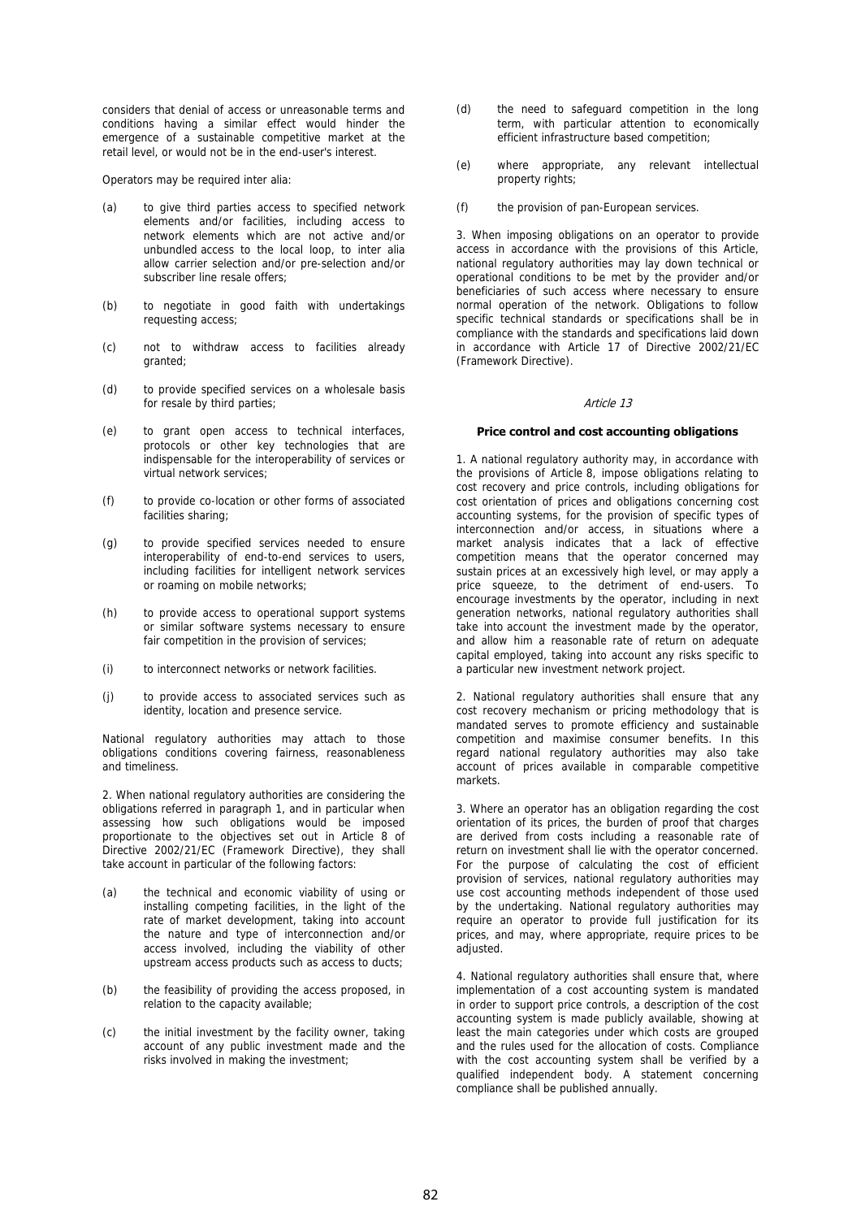considers that denial of access or unreasonable terms and conditions having a similar effect would hinder the emergence of a sustainable competitive market at the retail level, or would not be in the end-user's interest.

Operators may be required inter alia:

(a) to give third parties access to specified network elements and/or facilities, including access to network elements which are not active and/or unbundled access to the local loop, to inter alia allow carrier selection and/or pre-selection and/or subscriber line resale offers;

(b) to negotiate in good faith with undertakings requesting access;

(c) not to withdraw access to facilities already granted;

(d) to provide specified services on a wholesale basis for resale by third parties;

(e) to grant open access to technical interfaces, protocols or other key technologies that are indispensable for the interoperability of services or virtual network services;

(f) to provide co-location or other forms of associated facilities sharing;

(g) to provide specified services needed to ensure interoperability of end-to-end services to users, including facilities for intelligent network services or roaming on mobile networks;

(h) to provide access to operational support systems or similar software systems necessary to ensure fair competition in the provision of services;

(i) to interconnect networks or network facilities.

(j) to provide access to associated services such as identity, location and presence service.

National regulatory authorities may attach to those obligations conditions covering fairness, reasonableness and timeliness.

2. When national regulatory authorities are considering the obligations referred in paragraph 1, and in particular when assessing how such obligations would be imposed proportionate to the objectives set out in Article 8 of Directive 2002/21/EC (Framework Directive), they shall take account in particular of the following factors:

(a) the technical and economic viability of using or installing competing facilities, in the light of the rate of market development, taking into account the nature and type of interconnection and/or access involved, including the viability of other upstream access products such as access to ducts;

(b) the feasibility of providing the access proposed, in relation to the capacity available;

(c) the initial investment by the facility owner, taking account of any public investment made and the risks involved in making the investment;

(d) the need to safeguard competition in the long term, with particular attention to economically efficient infrastructure based competition;

(e) where appropriate, any relevant intellectual property rights;

(f) the provision of pan-European services.

3. When imposing obligations on an operator to provide access in accordance with the provisions of this Article, national regulatory authorities may lay down technical or operational conditions to be met by the provider and/or beneficiaries of such access where necessary to ensure normal operation of the network. Obligations to follow specific technical standards or specifications shall be in compliance with the standards and specifications laid down in accordance with Article 17 of Directive 2002/21/EC (Framework Directive).

*Article 13*

**Price control and cost accounting obligations**

1. A national regulatory authority may, in accordance with the provisions of Article 8, impose obligations relating to cost recovery and price controls, including obligations for cost orientation of prices and obligations concerning cost accounting systems, for the provision of specific types of interconnection and/or access, in situations where a market analysis indicates that a lack of effective competition means that the operator concerned may sustain prices at an excessively high level, or may apply a price squeeze, to the detriment of end-users. To encourage investments by the operator, including in next generation networks, national regulatory authorities shall take into account the investment made by the operator, and allow him a reasonable rate of return on adequate capital employed, taking into account any risks specific to a particular new investment network project.

2. National regulatory authorities shall ensure that any cost recovery mechanism or pricing methodology that is mandated serves to promote efficiency and sustainable competition and maximise consumer benefits. In this regard national regulatory authorities may also take account of prices available in comparable competitive markets.

3. Where an operator has an obligation regarding the cost orientation of its prices, the burden of proof that charges are derived from costs including a reasonable rate of return on investment shall lie with the operator concerned. For the purpose of calculating the cost of efficient provision of services, national regulatory authorities may use cost accounting methods independent of those used by the undertaking. National regulatory authorities may require an operator to provide full justification for its prices, and may, where appropriate, require prices to be adjusted.

4. National regulatory authorities shall ensure that, where implementation of a cost accounting system is mandated in order to support price controls, a description of the cost accounting system is made publicly available, showing at least the main categories under which costs are grouped and the rules used for the allocation of costs. Compliance with the cost accounting system shall be verified by a qualified independent body. A statement concerning compliance shall be published annually.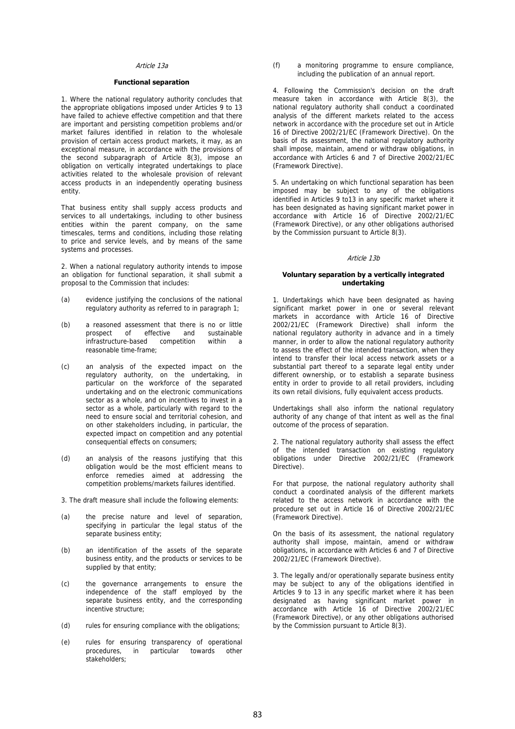*Article 13a*

**Functional separation**

1. Where the national regulatory authority concludes that the appropriate obligations imposed under Articles 9 to 13 have failed to achieve effective competition and that there are important and persisting competition problems and/or market failures identified in relation to the wholesale provision of certain access product markets, it may, as an exceptional measure, in accordance with the provisions of the second subparagraph of Article 8(3), impose an obligation on vertically integrated undertakings to place activities related to the wholesale provision of relevant access products in an independently operating business entity.

That business entity shall supply access products and services to all undertakings, including to other business entities within the parent company, on the same timescales, terms and conditions, including those relating to price and service levels, and by means of the same systems and processes.

2. When a national regulatory authority intends to impose an obligation for functional separation, it shall submit a proposal to the Commission that includes:

(a) evidence justifying the conclusions of the national regulatory authority as referred to in paragraph 1;

(b) a reasoned assessment that there is no or little prospect of effective and sustainable infrastructure-based competition within a reasonable time-frame;

(c) an analysis of the expected impact on the regulatory authority, on the undertaking, in particular on the workforce of the separated undertaking and on the electronic communications sector as a whole, and on incentives to invest in a sector as a whole, particularly with regard to the need to ensure social and territorial cohesion, and on other stakeholders including, in particular, the expected impact on competition and any potential consequential effects on consumers;

(d) an analysis of the reasons justifying that this obligation would be the most efficient means to enforce remedies aimed at addressing the competition problems/markets failures identified.

3. The draft measure shall include the following elements:

(a) the precise nature and level of separation, specifying in particular the legal status of the separate business entity;

(b) an identification of the assets of the separate business entity, and the products or services to be supplied by that entity;

(c) the governance arrangements to ensure the independence of the staff employed by the separate business entity, and the corresponding incentive structure;

(d) rules for ensuring compliance with the obligations;

(e) rules for ensuring transparency of operational procedures, in particular towards other stakeholders;

(f) a monitoring programme to ensure compliance, including the publication of an annual report.

4. Following the Commission's decision on the draft measure taken in accordance with Article 8(3), the national regulatory authority shall conduct a coordinated analysis of the different markets related to the access network in accordance with the procedure set out in Article 16 of Directive 2002/21/EC (Framework Directive). On the basis of its assessment, the national regulatory authority shall impose, maintain, amend or withdraw obligations, in accordance with Articles 6 and 7 of Directive 2002/21/EC (Framework Directive).

5. An undertaking on which functional separation has been imposed may be subject to any of the obligations identified in Articles 9 to13 in any specific market where it has been designated as having significant market power in accordance with Article 16 of Directive 2002/21/EC (Framework Directive), or any other obligations authorised by the Commission pursuant to Article 8(3).

*Article 13b*

**Voluntary separation by a vertically integrated undertaking**

1. Undertakings which have been designated as having significant market power in one or several relevant markets in accordance with Article 16 of Directive 2002/21/EC (Framework Directive) shall inform the national regulatory authority in advance and in a timely manner, in order to allow the national regulatory authority to assess the effect of the intended transaction, when they intend to transfer their local access network assets or a substantial part thereof to a separate legal entity under different ownership, or to establish a separate business entity in order to provide to all retail providers, including its own retail divisions, fully equivalent access products.

Undertakings shall also inform the national regulatory authority of any change of that intent as well as the final outcome of the process of separation.

2. The national regulatory authority shall assess the effect of the intended transaction on existing regulatory obligations under Directive 2002/21/EC (Framework Directive).

For that purpose, the national regulatory authority shall conduct a coordinated analysis of the different markets related to the access network in accordance with the procedure set out in Article 16 of Directive 2002/21/EC (Framework Directive).

On the basis of its assessment, the national regulatory authority shall impose, maintain, amend or withdraw obligations, in accordance with Articles 6 and 7 of Directive 2002/21/EC (Framework Directive).

3. The legally and/or operationally separate business entity may be subject to any of the obligations identified in Articles 9 to 13 in any specific market where it has been designated as having significant market power in accordance with Article 16 of Directive 2002/21/EC (Framework Directive), or any other obligations authorised by the Commission pursuant to Article 8(3).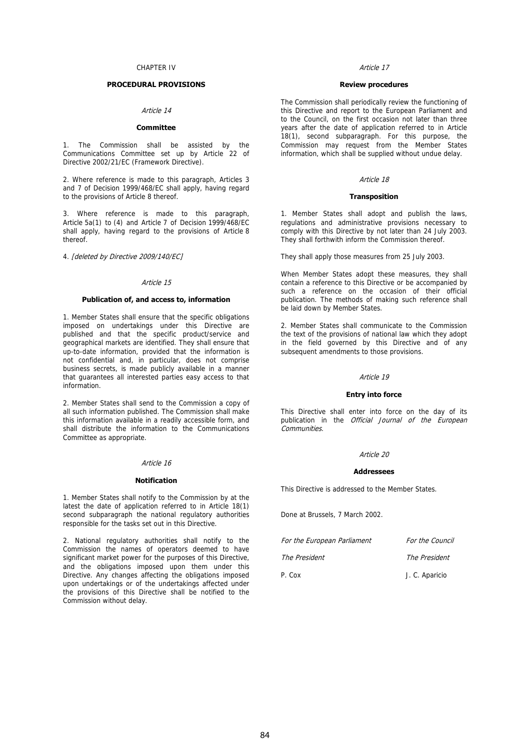CHAPTER IV

## PROCEDURAL PROVISIONS

*Article 14*

**Committee**

1. The Commission shall be assisted by the Communications Committee set up by Article 22 of Directive 2002/21/EC (Framework Directive).

2. Where reference is made to this paragraph, Articles 3 and 7 of Decision 1999/468/EC shall apply, having regard to the provisions of Article 8 thereof.

3. Where reference is made to this paragraph, Article 5a(1) to (4) and Article 7 of Decision 1999/468/EC shall apply, having regard to the provisions of Article 8 thereof.

4. *[deleted by Directive 2009/140/EC]*

*Article 15*

**Publication of, and access to, information**

1. Member States shall ensure that the specific obligations imposed on undertakings under this Directive are published and that the specific product/service and geographical markets are identified. They shall ensure that up-to-date information, provided that the information is not confidential and, in particular, does not comprise business secrets, is made publicly available in a manner that guarantees all interested parties easy access to that information.

2. Member States shall send to the Commission a copy of all such information published. The Commission shall make this information available in a readily accessible form, and shall distribute the information to the Communications Committee as appropriate.

*Article 16*

**Notification**

1. Member States shall notify to the Commission by at the latest the date of application referred to in Article 18(1) second subparagraph the national regulatory authorities responsible for the tasks set out in this Directive.

2. National regulatory authorities shall notify to the Commission the names of operators deemed to have significant market power for the purposes of this Directive, and the obligations imposed upon them under this Directive. Any changes affecting the obligations imposed upon undertakings or of the undertakings affected under the provisions of this Directive shall be notified to the Commission without delay.

*Article 17*

**Review procedures**

The Commission shall periodically review the functioning of this Directive and report to the European Parliament and to the Council, on the first occasion not later than three years after the date of application referred to in Article 18(1), second subparagraph. For this purpose, the Commission may request from the Member States information, which shall be supplied without undue delay.

*Article 18*

**Transposition**

1. Member States shall adopt and publish the laws, regulations and administrative provisions necessary to comply with this Directive by not later than 24 July 2003. They shall forthwith inform the Commission thereof.

They shall apply those measures from 25 July 2003.

When Member States adopt these measures, they shall contain a reference to this Directive or be accompanied by such a reference on the occasion of their official publication. The methods of making such reference shall be laid down by Member States.

2. Member States shall communicate to the Commission the text of the provisions of national law which they adopt in the field governed by this Directive and of any subsequent amendments to those provisions.

*Article 19*

**Entry into force**

This Directive shall enter into force on the day of its publication in the *Official Journal of the European Communities*.

*Article 20*

**Addressees**

This Directive is addressed to the Member States.

Done at Brussels, 7 March 2002.

| *For the European Parliament* | *For the Council* |
|---|---|
| *The President* | *The President* |
| P. Cox | J. C. Aparicio |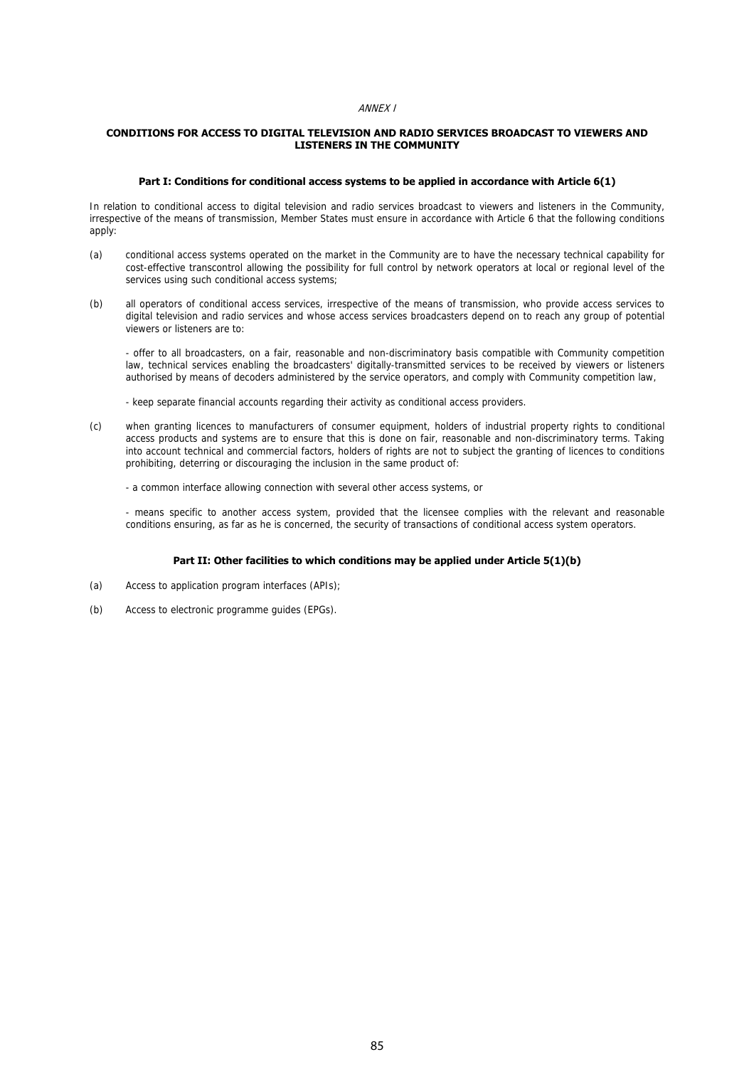*ANNEX I*

**CONDITIONS FOR ACCESS TO DIGITAL TELEVISION AND RADIO SERVICES BROADCAST TO VIEWERS AND LISTENERS IN THE COMMUNITY**

**Part I: Conditions for conditional access systems to be applied in accordance with Article 6(1)**

In relation to conditional access to digital television and radio services broadcast to viewers and listeners in the Community, irrespective of the means of transmission, Member States must ensure in accordance with Article 6 that the following conditions apply:

(a) conditional access systems operated on the market in the Community are to have the necessary technical capability for cost-effective transcontrol allowing the possibility for full control by network operators at local or regional level of the services using such conditional access systems;

(b) all operators of conditional access services, irrespective of the means of transmission, who provide access services to digital television and radio services and whose access services broadcasters depend on to reach any group of potential viewers or listeners are to:

- offer to all broadcasters, on a fair, reasonable and non-discriminatory basis compatible with Community competition law, technical services enabling the broadcasters' digitally-transmitted services to be received by viewers or listeners authorised by means of decoders administered by the service operators, and comply with Community competition law,

- keep separate financial accounts regarding their activity as conditional access providers.

(c) when granting licences to manufacturers of consumer equipment, holders of industrial property rights to conditional access products and systems are to ensure that this is done on fair, reasonable and non-discriminatory terms. Taking into account technical and commercial factors, holders of rights are not to subject the granting of licences to conditions prohibiting, deterring or discouraging the inclusion in the same product of:

- a common interface allowing connection with several other access systems, or

- means specific to another access system, provided that the licensee complies with the relevant and reasonable conditions ensuring, as far as he is concerned, the security of transactions of conditional access system operators.

**Part II: Other facilities to which conditions may be applied under Article 5(1)(b)**

(a) Access to application program interfaces (APIs);

(b) Access to electronic programme guides (EPGs).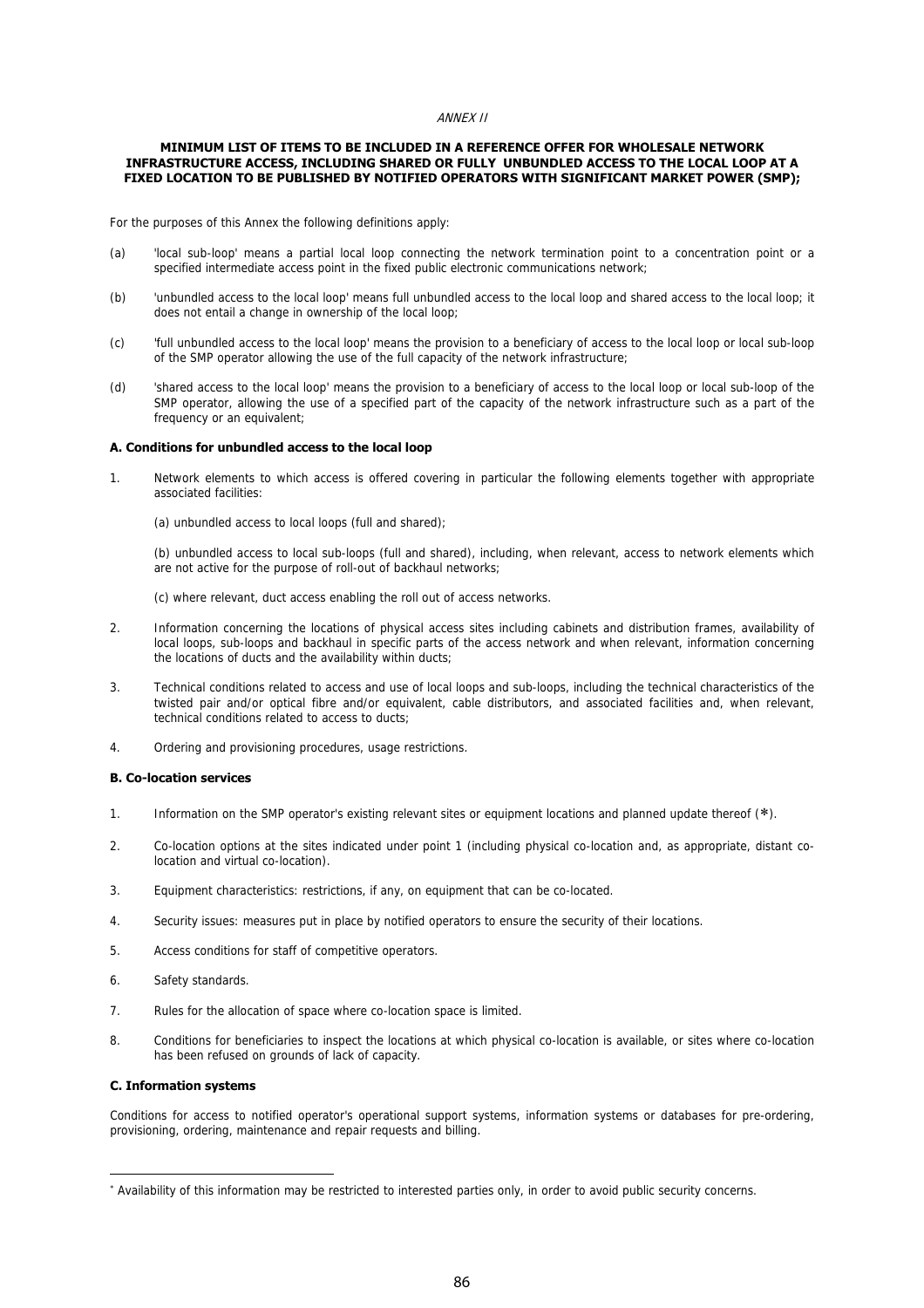*ANNEX II*

**MINIMUM LIST OF ITEMS TO BE INCLUDED IN A REFERENCE OFFER FOR WHOLESALE NETWORK INFRASTRUCTURE ACCESS, INCLUDING SHARED OR FULLY UNBUNDLED ACCESS TO THE LOCAL LOOP AT A FIXED LOCATION TO BE PUBLISHED BY NOTIFIED OPERATORS WITH SIGNIFICANT MARKET POWER (SMP);**

For the purposes of this Annex the following definitions apply:

(a) 'local sub-loop' means a partial local loop connecting the network termination point to a concentration point or a specified intermediate access point in the fixed public electronic communications network;

(b) 'unbundled access to the local loop' means full unbundled access to the local loop and shared access to the local loop; it does not entail a change in ownership of the local loop;

(c) 'full unbundled access to the local loop' means the provision to a beneficiary of access to the local loop or local sub-loop of the SMP operator allowing the use of the full capacity of the network infrastructure;

(d) 'shared access to the local loop' means the provision to a beneficiary of access to the local loop or local sub-loop of the SMP operator, allowing the use of a specified part of the capacity of the network infrastructure such as a part of the frequency or an equivalent;

**A. Conditions for unbundled access to the local loop**

1. Network elements to which access is offered covering in particular the following elements together with appropriate associated facilities:

   (a) unbundled access to local loops (full and shared);

   (b) unbundled access to local sub-loops (full and shared), including, when relevant, access to network elements which are not active for the purpose of roll-out of backhaul networks;

   (c) where relevant, duct access enabling the roll out of access networks.

2. Information concerning the locations of physical access sites including cabinets and distribution frames, availability of local loops, sub-loops and backhaul in specific parts of the access network and when relevant, information concerning the locations of ducts and the availability within ducts;

3. Technical conditions related to access and use of local loops and sub-loops, including the technical characteristics of the twisted pair and/or optical fibre and/or equivalent, cable distributors, and associated facilities and, when relevant, technical conditions related to access to ducts;

4. Ordering and provisioning procedures, usage restrictions.

**B. Co-location services**

1. Information on the SMP operator's existing relevant sites or equipment locations and planned update thereof (*).

2. Co-location options at the sites indicated under point 1 (including physical co-location and, as appropriate, distant co-location and virtual co-location).

3. Equipment characteristics: restrictions, if any, on equipment that can be co-located.

4. Security issues: measures put in place by notified operators to ensure the security of their locations.

5. Access conditions for staff of competitive operators.

6. Safety standards.

7. Rules for the allocation of space where co-location space is limited.

8. Conditions for beneficiaries to inspect the locations at which physical co-location is available, or sites where co-location has been refused on grounds of lack of capacity.

**C. Information systems**

Conditions for access to notified operator's operational support systems, information systems or databases for pre-ordering, provisioning, ordering, maintenance and repair requests and billing.

---

* Availability of this information may be restricted to interested parties only, in order to avoid public security concerns.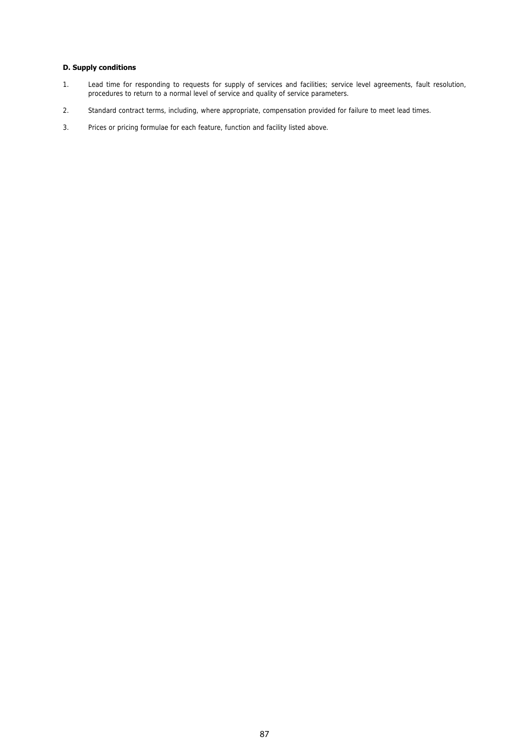**D. Supply conditions**

1. Lead time for responding to requests for supply of services and facilities; service level agreements, fault resolution, procedures to return to a normal level of service and quality of service parameters.

2. Standard contract terms, including, where appropriate, compensation provided for failure to meet lead times.

3. Prices or pricing formulae for each feature, function and facility listed above.